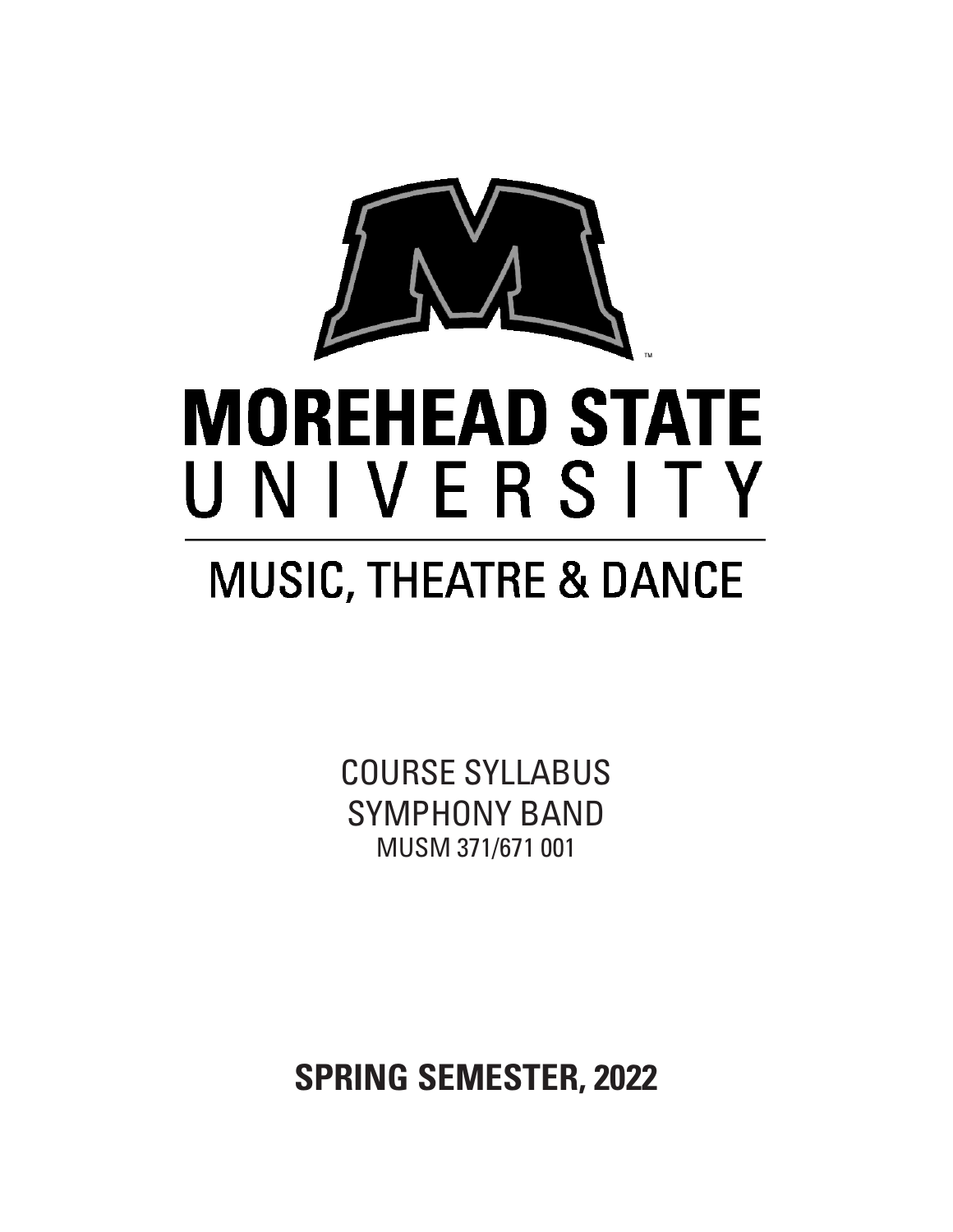# MOREHEAD STATE UNIVERSITY

## MUSIC, THEATRE & DANCE

COURSE SYLLABUS

SYMPHONY BAND

MUSM 371/671 001

**SPRING SEMESTER, 2022**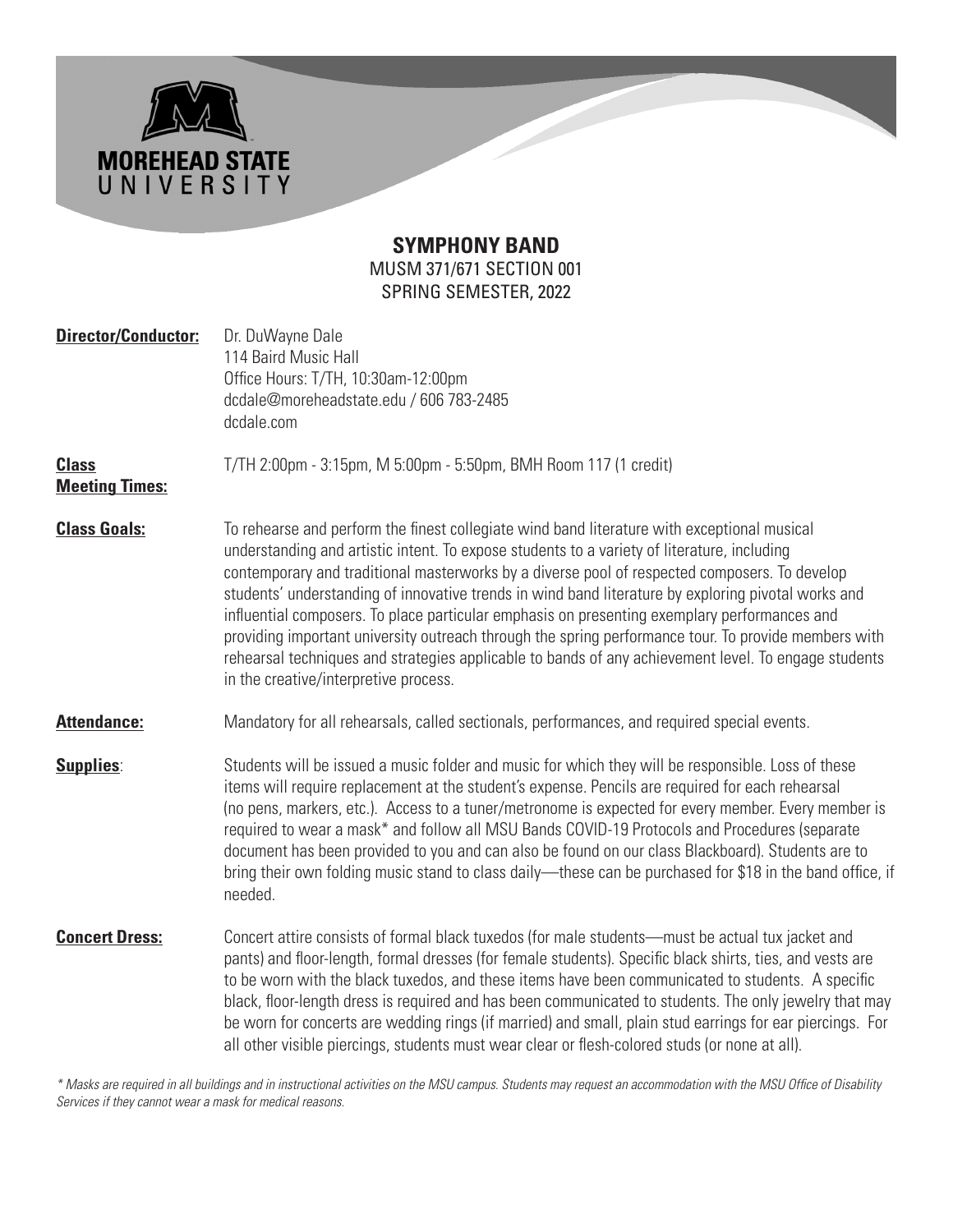MOREHEAD STATE UNIVERSITY

## SYMPHONY BAND

MUSM 371/671 SECTION 001
SPRING SEMESTER, 2022

**Director/Conductor:** Dr. DuWayne Dale
114 Baird Music Hall
Office Hours: T/TH, 10:30am-12:00pm
dcdale@moreheadstate.edu / 606 783-2485
dcdale.com

**Class Meeting Times:** T/TH 2:00pm - 3:15pm, M 5:00pm - 5:50pm, BMH Room 117 (1 credit)

**Class Goals:** To rehearse and perform the finest collegiate wind band literature with exceptional musical understanding and artistic intent. To expose students to a variety of literature, including contemporary and traditional masterworks by a diverse pool of respected composers. To develop students' understanding of innovative trends in wind band literature by exploring pivotal works and influential composers. To place particular emphasis on presenting exemplary performances and providing important university outreach through the spring performance tour. To provide members with rehearsal techniques and strategies applicable to bands of any achievement level. To engage students in the creative/interpretive process.

**Attendance:** Mandatory for all rehearsals, called sectionals, performances, and required special events.

**Supplies:** Students will be issued a music folder and music for which they will be responsible. Loss of these items will require replacement at the student's expense. Pencils are required for each rehearsal (no pens, markers, etc.). Access to a tuner/metronome is expected for every member. Every member is required to wear a mask* and follow all MSU Bands COVID-19 Protocols and Procedures (separate document has been provided to you and can also be found on our class Blackboard). Students are to bring their own folding music stand to class daily—these can be purchased for $18 in the band office, if needed.

**Concert Dress:** Concert attire consists of formal black tuxedos (for male students—must be actual tux jacket and pants) and floor-length, formal dresses (for female students). Specific black shirts, ties, and vests are to be worn with the black tuxedos, and these items have been communicated to students. A specific black, floor-length dress is required and has been communicated to students. The only jewelry that may be worn for concerts are wedding rings (if married) and small, plain stud earrings for ear piercings. For all other visible piercings, students must wear clear or flesh-colored studs (or none at all).

*\* Masks are required in all buildings and in instructional activities on the MSU campus. Students may request an accommodation with the MSU Office of Disability Services if they cannot wear a mask for medical reasons.*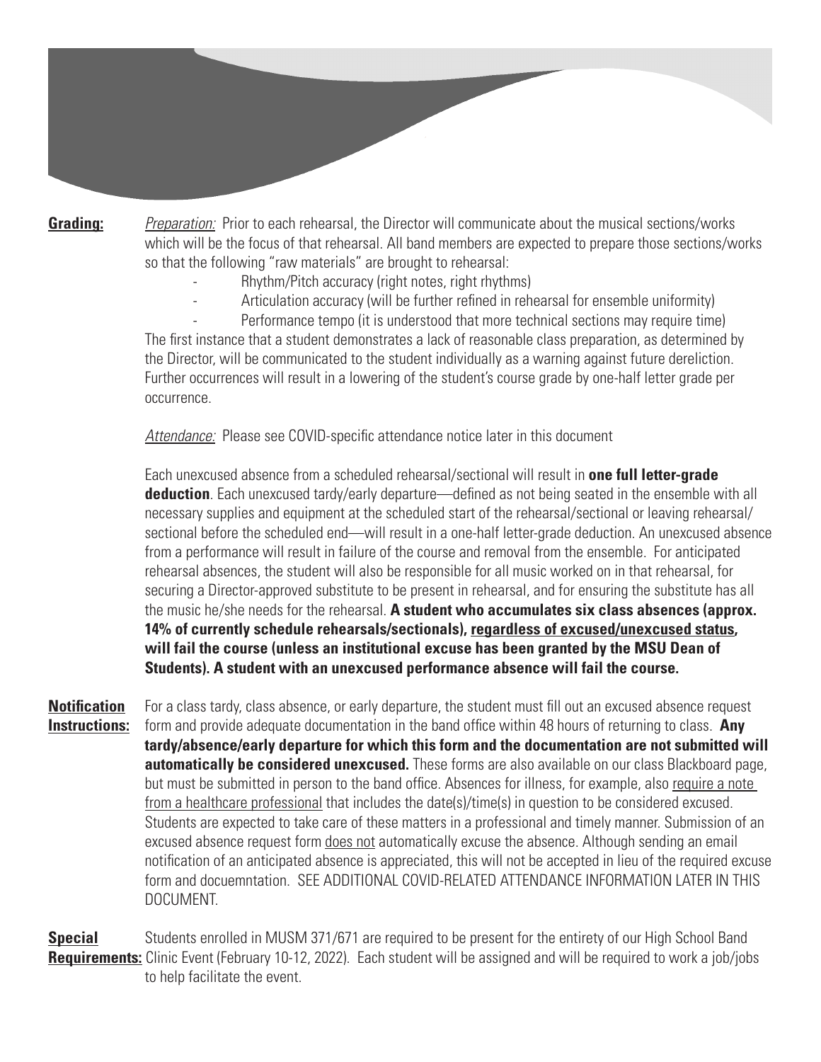**Grading:**

*Preparation:* Prior to each rehearsal, the Director will communicate about the musical sections/works which will be the focus of that rehearsal. All band members are expected to prepare those sections/works so that the following "raw materials" are brought to rehearsal:

- Rhythm/Pitch accuracy (right notes, right rhythms)
- Articulation accuracy (will be further refined in rehearsal for ensemble uniformity)
- Performance tempo (it is understood that more technical sections may require time)

The first instance that a student demonstrates a lack of reasonable class preparation, as determined by the Director, will be communicated to the student individually as a warning against future dereliction. Further occurrences will result in a lowering of the student's course grade by one-half letter grade per occurrence.

*Attendance:* Please see COVID-specific attendance notice later in this document

Each unexcused absence from a scheduled rehearsal/sectional will result in **one full letter-grade deduction**. Each unexcused tardy/early departure—defined as not being seated in the ensemble with all necessary supplies and equipment at the scheduled start of the rehearsal/sectional or leaving rehearsal/sectional before the scheduled end—will result in a one-half letter-grade deduction. An unexcused absence from a performance will result in failure of the course and removal from the ensemble. For anticipated rehearsal absences, the student will also be responsible for all music worked on in that rehearsal, for securing a Director-approved substitute to be present in rehearsal, and for ensuring the substitute has all the music he/she needs for the rehearsal. **A student who accumulates six class absences (approx. 14% of currently schedule rehearsals/sectionals), <u>regardless of excused/unexcused status</u>, will fail the course (unless an institutional excuse has been granted by the MSU Dean of Students). A student with an unexcused performance absence will fail the course.**

**Notification Instructions:**

For a class tardy, class absence, or early departure, the student must fill out an excused absence request form and provide adequate documentation in the band office within 48 hours of returning to class. **Any tardy/absence/early departure for which this form and the documentation are not submitted will automatically be considered unexcused.** These forms are also available on our class Blackboard page, but must be submitted in person to the band office. Absences for illness, for example, also <u>require a note from a healthcare professional</u> that includes the date(s)/time(s) in question to be considered excused. Students are expected to take care of these matters in a professional and timely manner. Submission of an excused absence request form <u>does not</u> automatically excuse the absence. Although sending an email notification of an anticipated absence is appreciated, this will not be accepted in lieu of the required excuse form and docuemntation. SEE ADDITIONAL COVID-RELATED ATTENDANCE INFORMATION LATER IN THIS DOCUMENT.

**Special Requirements:**

Students enrolled in MUSM 371/671 are required to be present for the entirety of our High School Band Clinic Event (February 10-12, 2022). Each student will be assigned and will be required to work a job/jobs to help facilitate the event.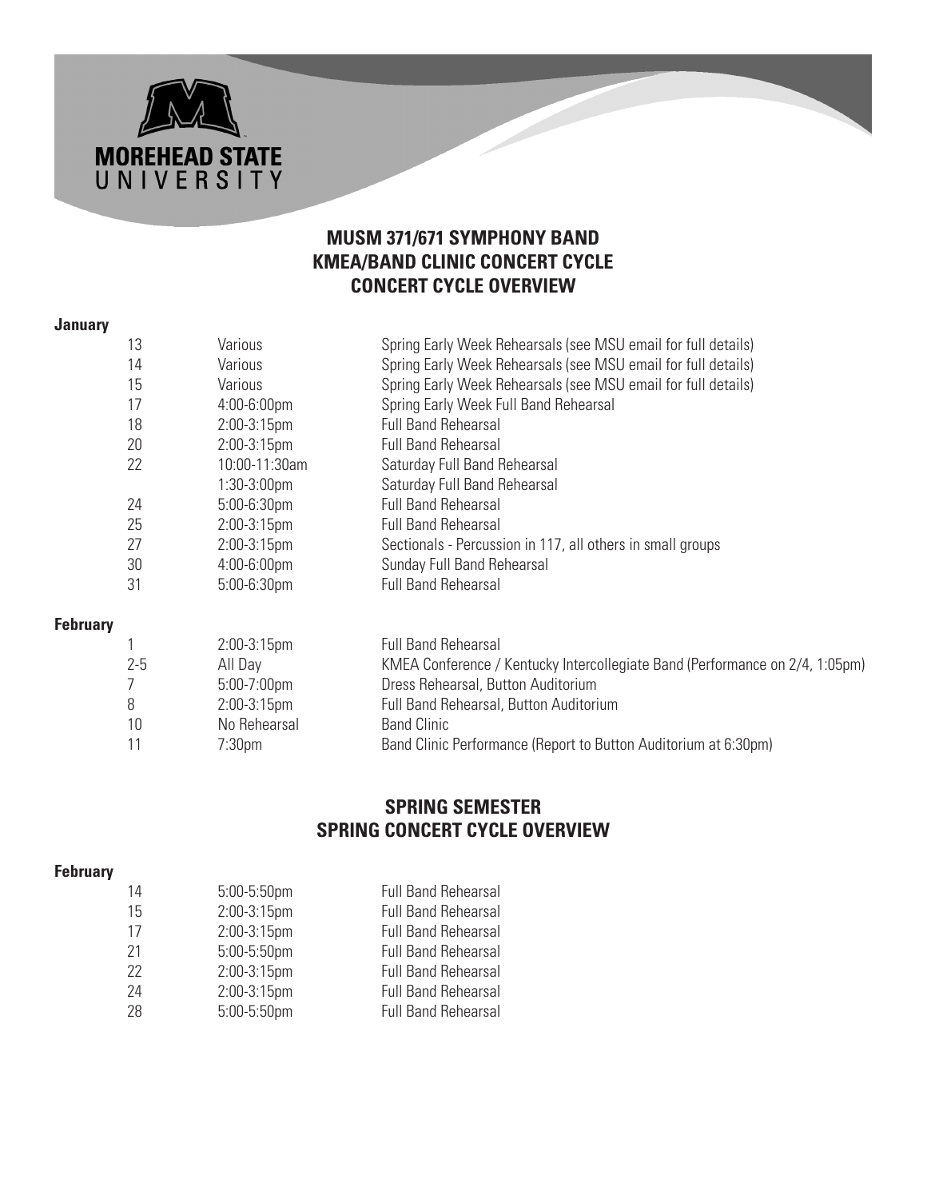**MOREHEAD STATE UNIVERSITY**

## MUSM 371/671 SYMPHONY BAND
## KMEA/BAND CLINIC CONCERT CYCLE
## CONCERT CYCLE OVERVIEW

**January**

| Date | Time | Event |
|---|---|---|
| 13 | Various | Spring Early Week Rehearsals (see MSU email for full details) |
| 14 | Various | Spring Early Week Rehearsals (see MSU email for full details) |
| 15 | Various | Spring Early Week Rehearsals (see MSU email for full details) |
| 17 | 4:00-6:00pm | Spring Early Week Full Band Rehearsal |
| 18 | 2:00-3:15pm | Full Band Rehearsal |
| 20 | 2:00-3:15pm | Full Band Rehearsal |
| 22 | 10:00-11:30am | Saturday Full Band Rehearsal |
| | 1:30-3:00pm | Saturday Full Band Rehearsal |
| 24 | 5:00-6:30pm | Full Band Rehearsal |
| 25 | 2:00-3:15pm | Full Band Rehearsal |
| 27 | 2:00-3:15pm | Sectionals - Percussion in 117, all others in small groups |
| 30 | 4:00-6:00pm | Sunday Full Band Rehearsal |
| 31 | 5:00-6:30pm | Full Band Rehearsal |

**February**

| Date | Time | Event |
|---|---|---|
| 1 | 2:00-3:15pm | Full Band Rehearsal |
| 2-5 | All Day | KMEA Conference / Kentucky Intercollegiate Band (Performance on 2/4, 1:05pm) |
| 7 | 5:00-7:00pm | Dress Rehearsal, Button Auditorium |
| 8 | 2:00-3:15pm | Full Band Rehearsal, Button Auditorium |
| 10 | No Rehearsal | Band Clinic |
| 11 | 7:30pm | Band Clinic Performance (Report to Button Auditorium at 6:30pm) |

## SPRING SEMESTER
## SPRING CONCERT CYCLE OVERVIEW

**February**

| Date | Time | Event |
|---|---|---|
| 14 | 5:00-5:50pm | Full Band Rehearsal |
| 15 | 2:00-3:15pm | Full Band Rehearsal |
| 17 | 2:00-3:15pm | Full Band Rehearsal |
| 21 | 5:00-5:50pm | Full Band Rehearsal |
| 22 | 2:00-3:15pm | Full Band Rehearsal |
| 24 | 2:00-3:15pm | Full Band Rehearsal |
| 28 | 5:00-5:50pm | Full Band Rehearsal |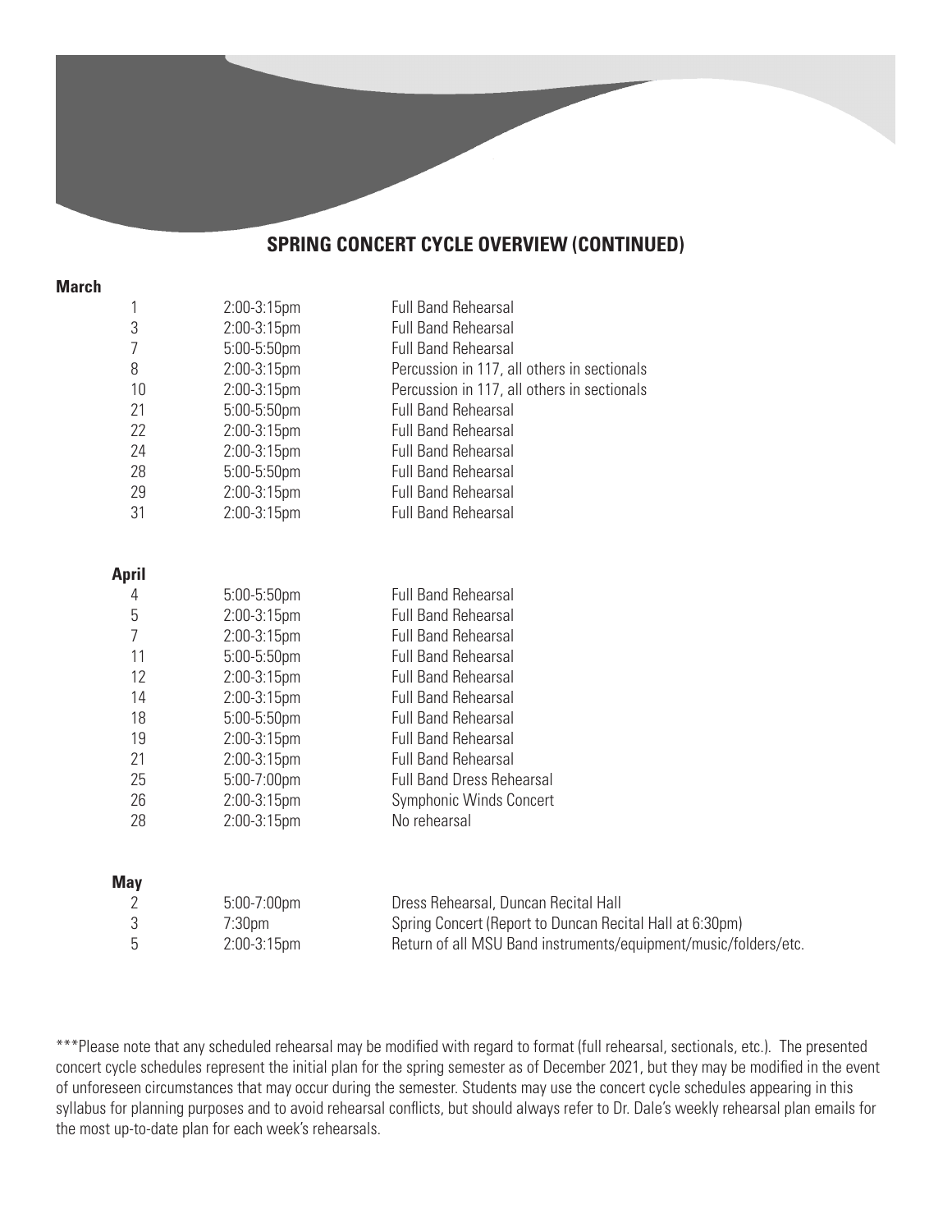## SPRING CONCERT CYCLE OVERVIEW (CONTINUED)

**March**

| | | |
|---|---|---|
| 1 | 2:00-3:15pm | Full Band Rehearsal |
| 3 | 2:00-3:15pm | Full Band Rehearsal |
| 7 | 5:00-5:50pm | Full Band Rehearsal |
| 8 | 2:00-3:15pm | Percussion in 117, all others in sectionals |
| 10 | 2:00-3:15pm | Percussion in 117, all others in sectionals |
| 21 | 5:00-5:50pm | Full Band Rehearsal |
| 22 | 2:00-3:15pm | Full Band Rehearsal |
| 24 | 2:00-3:15pm | Full Band Rehearsal |
| 28 | 5:00-5:50pm | Full Band Rehearsal |
| 29 | 2:00-3:15pm | Full Band Rehearsal |
| 31 | 2:00-3:15pm | Full Band Rehearsal |

**April**

| | | |
|---|---|---|
| 4 | 5:00-5:50pm | Full Band Rehearsal |
| 5 | 2:00-3:15pm | Full Band Rehearsal |
| 7 | 2:00-3:15pm | Full Band Rehearsal |
| 11 | 5:00-5:50pm | Full Band Rehearsal |
| 12 | 2:00-3:15pm | Full Band Rehearsal |
| 14 | 2:00-3:15pm | Full Band Rehearsal |
| 18 | 5:00-5:50pm | Full Band Rehearsal |
| 19 | 2:00-3:15pm | Full Band Rehearsal |
| 21 | 2:00-3:15pm | Full Band Rehearsal |
| 25 | 5:00-7:00pm | Full Band Dress Rehearsal |
| 26 | 2:00-3:15pm | Symphonic Winds Concert |
| 28 | 2:00-3:15pm | No rehearsal |

**May**

| | | |
|---|---|---|
| 2 | 5:00-7:00pm | Dress Rehearsal, Duncan Recital Hall |
| 3 | 7:30pm | Spring Concert (Report to Duncan Recital Hall at 6:30pm) |
| 5 | 2:00-3:15pm | Return of all MSU Band instruments/equipment/music/folders/etc. |

***Please note that any scheduled rehearsal may be modified with regard to format (full rehearsal, sectionals, etc.). The presented concert cycle schedules represent the initial plan for the spring semester as of December 2021, but they may be modified in the event of unforeseen circumstances that may occur during the semester. Students may use the concert cycle schedules appearing in this syllabus for planning purposes and to avoid rehearsal conflicts, but should always refer to Dr. Dale's weekly rehearsal plan emails for the most up-to-date plan for each week's rehearsals.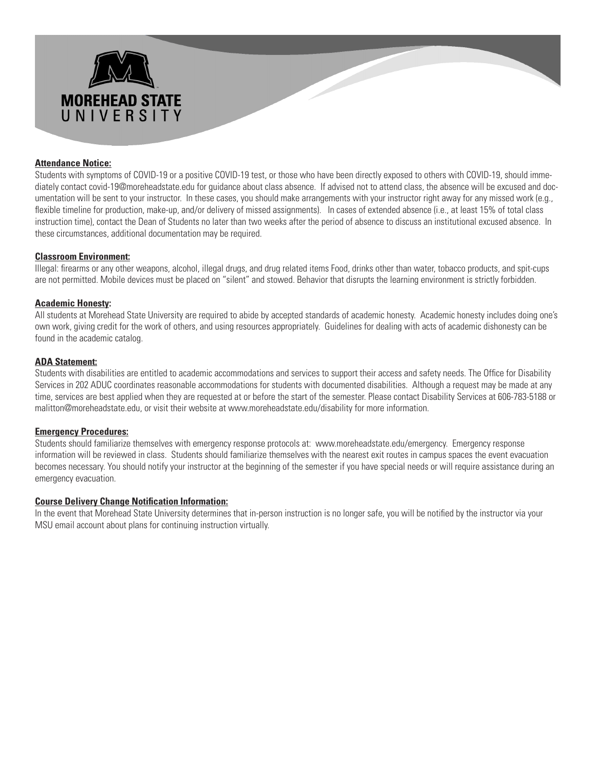MOREHEAD STATE UNIVERSITY

**Attendance Notice:**

Students with symptoms of COVID-19 or a positive COVID-19 test, or those who have been directly exposed to others with COVID-19, should immediately contact covid-19@moreheadstate.edu for guidance about class absence. If advised not to attend class, the absence will be excused and documentation will be sent to your instructor. In these cases, you should make arrangements with your instructor right away for any missed work (e.g., flexible timeline for production, make-up, and/or delivery of missed assignments). In cases of extended absence (i.e., at least 15% of total class instruction time), contact the Dean of Students no later than two weeks after the period of absence to discuss an institutional excused absence. In these circumstances, additional documentation may be required.

**Classroom Environment:**

Illegal: firearms or any other weapons, alcohol, illegal drugs, and drug related items Food, drinks other than water, tobacco products, and spit-cups are not permitted. Mobile devices must be placed on "silent" and stowed. Behavior that disrupts the learning environment is strictly forbidden.

**Academic Honesty:**

All students at Morehead State University are required to abide by accepted standards of academic honesty. Academic honesty includes doing one's own work, giving credit for the work of others, and using resources appropriately. Guidelines for dealing with acts of academic dishonesty can be found in the academic catalog.

**ADA Statement:**

Students with disabilities are entitled to academic accommodations and services to support their access and safety needs. The Office for Disability Services in 202 ADUC coordinates reasonable accommodations for students with documented disabilities. Although a request may be made at any time, services are best applied when they are requested at or before the start of the semester. Please contact Disability Services at 606-783-5188 or malitton@moreheadstate.edu, or visit their website at www.moreheadstate.edu/disability for more information.

**Emergency Procedures:**

Students should familiarize themselves with emergency response protocols at: www.moreheadstate.edu/emergency. Emergency response information will be reviewed in class. Students should familiarize themselves with the nearest exit routes in campus spaces the event evacuation becomes necessary. You should notify your instructor at the beginning of the semester if you have special needs or will require assistance during an emergency evacuation.

**Course Delivery Change Notification Information:**

In the event that Morehead State University determines that in-person instruction is no longer safe, you will be notified by the instructor via your MSU email account about plans for continuing instruction virtually.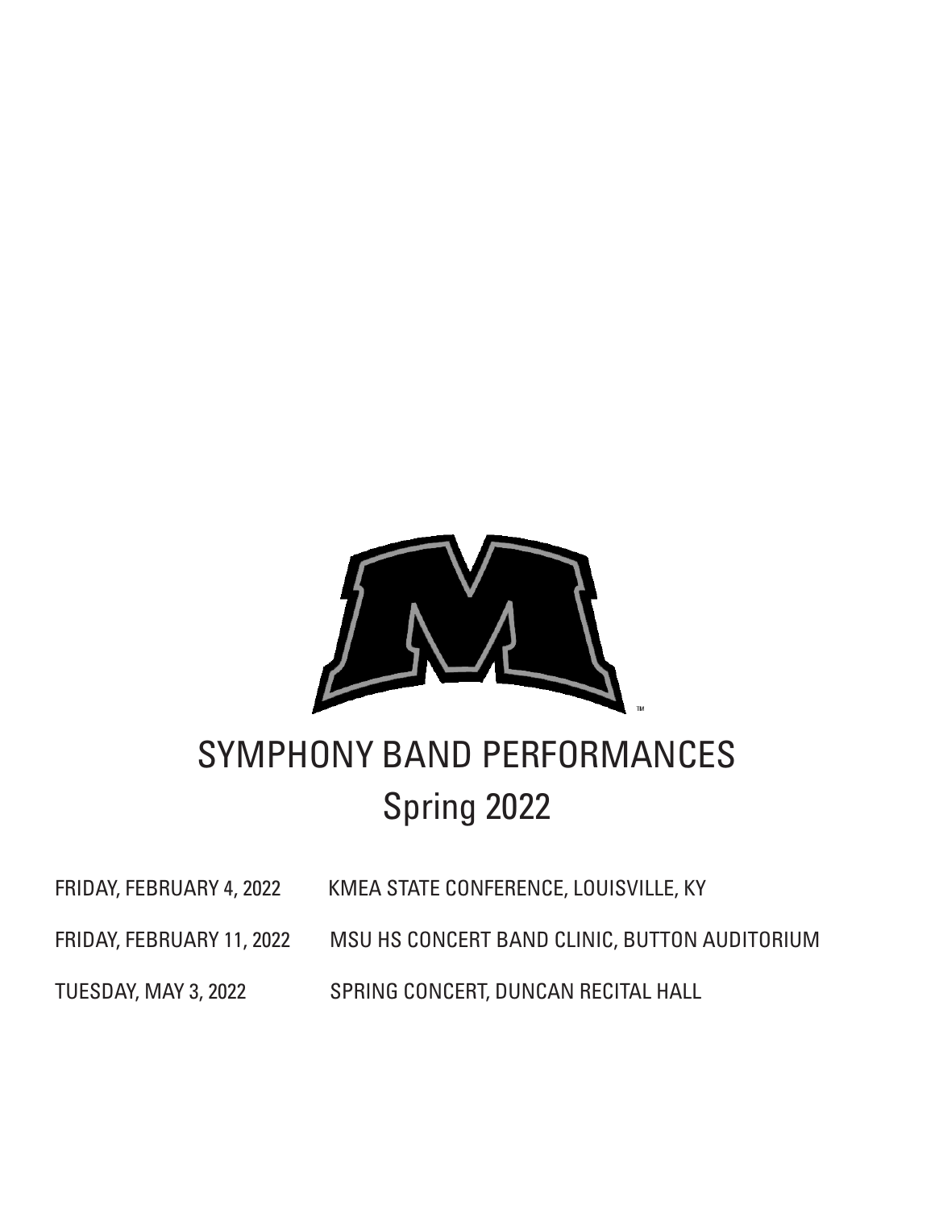# SYMPHONY BAND PERFORMANCES

## Spring 2022

| | |
|---|---|
| FRIDAY, FEBRUARY 4, 2022 | KMEA STATE CONFERENCE, LOUISVILLE, KY |
| FRIDAY, FEBRUARY 11, 2022 | MSU HS CONCERT BAND CLINIC, BUTTON AUDITORIUM |
| TUESDAY, MAY 3, 2022 | SPRING CONCERT, DUNCAN RECITAL HALL |